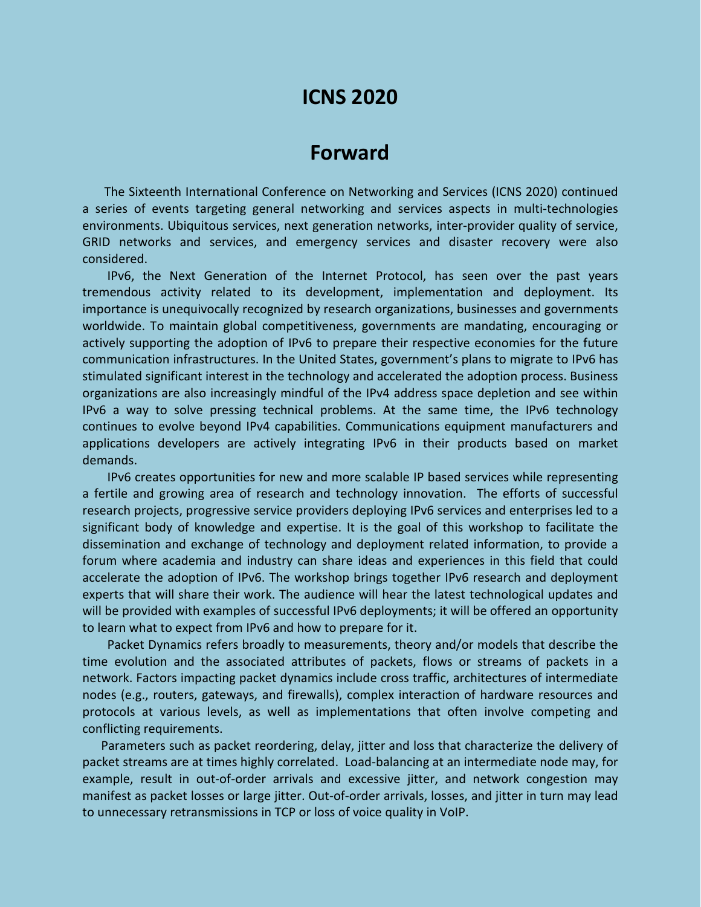# ICNS 2020

## Forward

The Sixteenth International Conference on Networking and Services (ICNS 2020) continued a series of events targeting general networking and services aspects in multi-technologies environments. Ubiquitous services, next generation networks, inter-provider quality of service, GRID networks and services, and emergency services and disaster recovery were also considered.

IPv6, the Next Generation of the Internet Protocol, has seen over the past years tremendous activity related to its development, implementation and deployment. Its importance is unequivocally recognized by research organizations, businesses and governments worldwide. To maintain global competitiveness, governments are mandating, encouraging or actively supporting the adoption of IPv6 to prepare their respective economies for the future communication infrastructures. In the United States, government's plans to migrate to IPv6 has stimulated significant interest in the technology and accelerated the adoption process. Business organizations are also increasingly mindful of the IPv4 address space depletion and see within IPv6 a way to solve pressing technical problems. At the same time, the IPv6 technology continues to evolve beyond IPv4 capabilities. Communications equipment manufacturers and applications developers are actively integrating IPv6 in their products based on market demands.

IPv6 creates opportunities for new and more scalable IP based services while representing a fertile and growing area of research and technology innovation. The efforts of successful research projects, progressive service providers deploying IPv6 services and enterprises led to a significant body of knowledge and expertise. It is the goal of this workshop to facilitate the dissemination and exchange of technology and deployment related information, to provide a forum where academia and industry can share ideas and experiences in this field that could accelerate the adoption of IPv6. The workshop brings together IPv6 research and deployment experts that will share their work. The audience will hear the latest technological updates and will be provided with examples of successful IPv6 deployments; it will be offered an opportunity to learn what to expect from IPv6 and how to prepare for it.

Packet Dynamics refers broadly to measurements, theory and/or models that describe the time evolution and the associated attributes of packets, flows or streams of packets in a network. Factors impacting packet dynamics include cross traffic, architectures of intermediate nodes (e.g., routers, gateways, and firewalls), complex interaction of hardware resources and protocols at various levels, as well as implementations that often involve competing and conflicting requirements.

Parameters such as packet reordering, delay, jitter and loss that characterize the delivery of packet streams are at times highly correlated. Load-balancing at an intermediate node may, for example, result in out-of-order arrivals and excessive jitter, and network congestion may manifest as packet losses or large jitter. Out-of-order arrivals, losses, and jitter in turn may lead to unnecessary retransmissions in TCP or loss of voice quality in VoIP.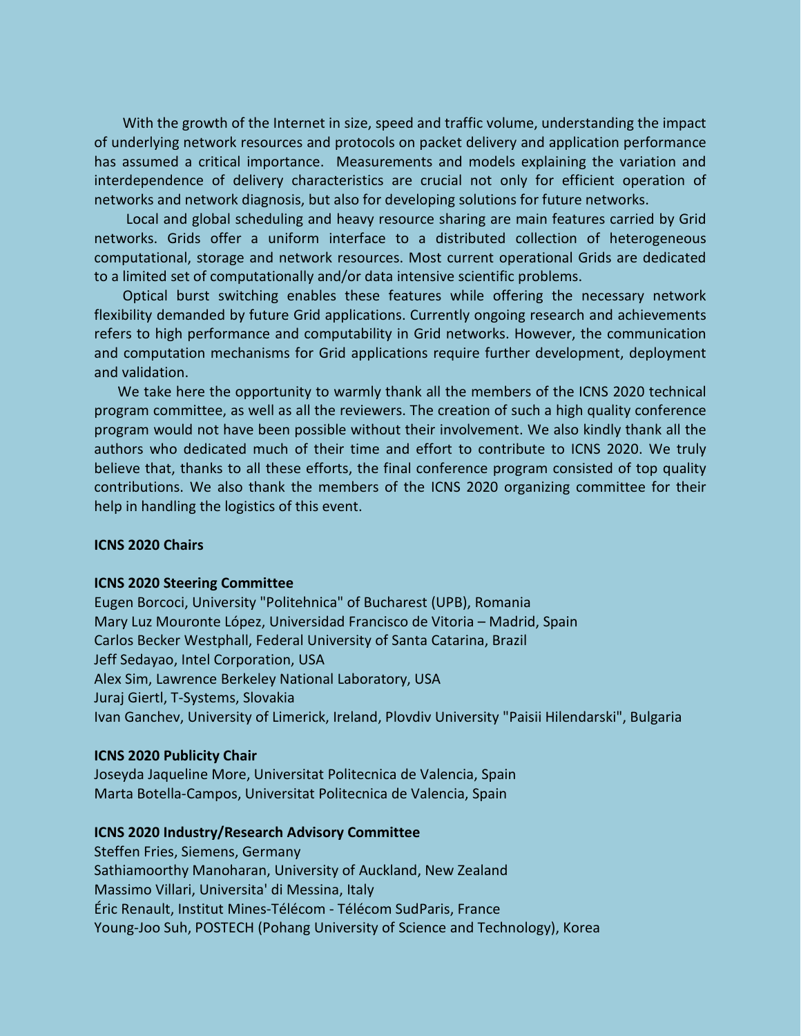With the growth of the Internet in size, speed and traffic volume, understanding the impact of underlying network resources and protocols on packet delivery and application performance has assumed a critical importance. Measurements and models explaining the variation and interdependence of delivery characteristics are crucial not only for efficient operation of networks and network diagnosis, but also for developing solutions for future networks.

Local and global scheduling and heavy resource sharing are main features carried by Grid networks. Grids offer a uniform interface to a distributed collection of heterogeneous computational, storage and network resources. Most current operational Grids are dedicated to a limited set of computationally and/or data intensive scientific problems.

Optical burst switching enables these features while offering the necessary network flexibility demanded by future Grid applications. Currently ongoing research and achievements refers to high performance and computability in Grid networks. However, the communication and computation mechanisms for Grid applications require further development, deployment and validation.

We take here the opportunity to warmly thank all the members of the ICNS 2020 technical program committee, as well as all the reviewers. The creation of such a high quality conference program would not have been possible without their involvement. We also kindly thank all the authors who dedicated much of their time and effort to contribute to ICNS 2020. We truly believe that, thanks to all these efforts, the final conference program consisted of top quality contributions. We also thank the members of the ICNS 2020 organizing committee for their help in handling the logistics of this event.

**ICNS 2020 Chairs**

**ICNS 2020 Steering Committee**

Eugen Borcoci, University "Politehnica" of Bucharest (UPB), Romania
Mary Luz Mouronte López, Universidad Francisco de Vitoria – Madrid, Spain
Carlos Becker Westphall, Federal University of Santa Catarina, Brazil
Jeff Sedayao, Intel Corporation, USA
Alex Sim, Lawrence Berkeley National Laboratory, USA
Juraj Giertl, T-Systems, Slovakia
Ivan Ganchev, University of Limerick, Ireland, Plovdiv University "Paisii Hilendarski", Bulgaria

**ICNS 2020 Publicity Chair**

Joseyda Jaqueline More, Universitat Politecnica de Valencia, Spain
Marta Botella-Campos, Universitat Politecnica de Valencia, Spain

**ICNS 2020 Industry/Research Advisory Committee**

Steffen Fries, Siemens, Germany
Sathiamoorthy Manoharan, University of Auckland, New Zealand
Massimo Villari, Universita' di Messina, Italy
Éric Renault, Institut Mines-Télécom - Télécom SudParis, France
Young-Joo Suh, POSTECH (Pohang University of Science and Technology), Korea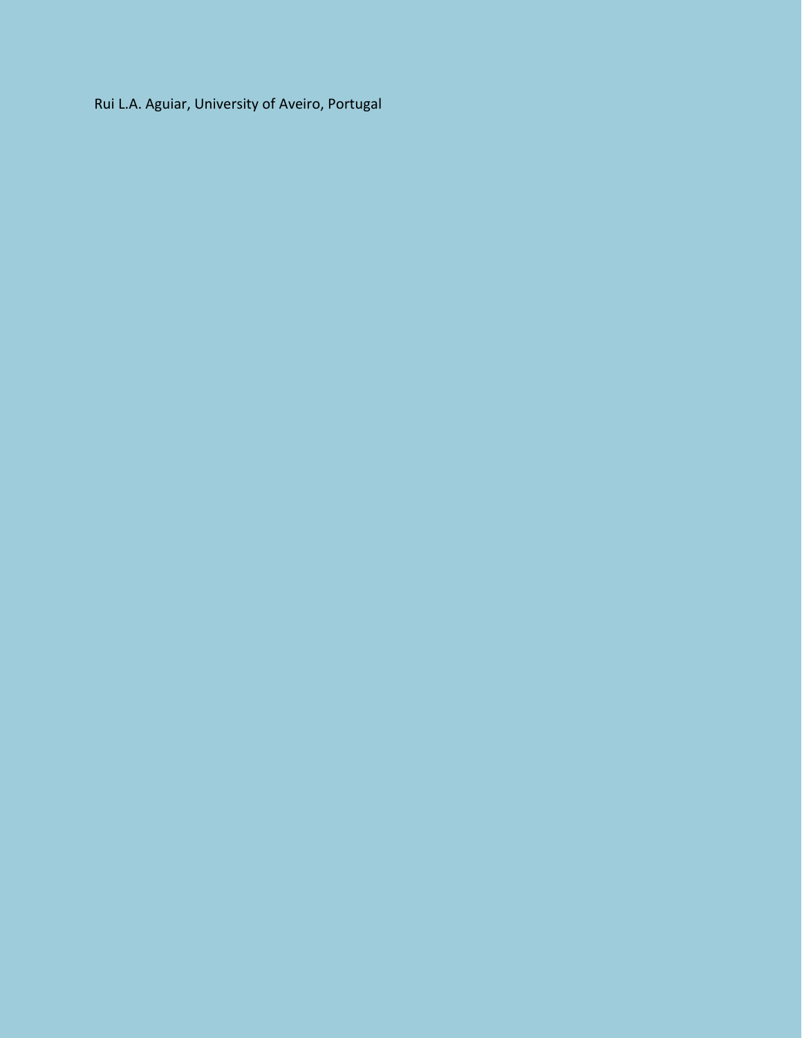Rui L.A. Aguiar, University of Aveiro, Portugal